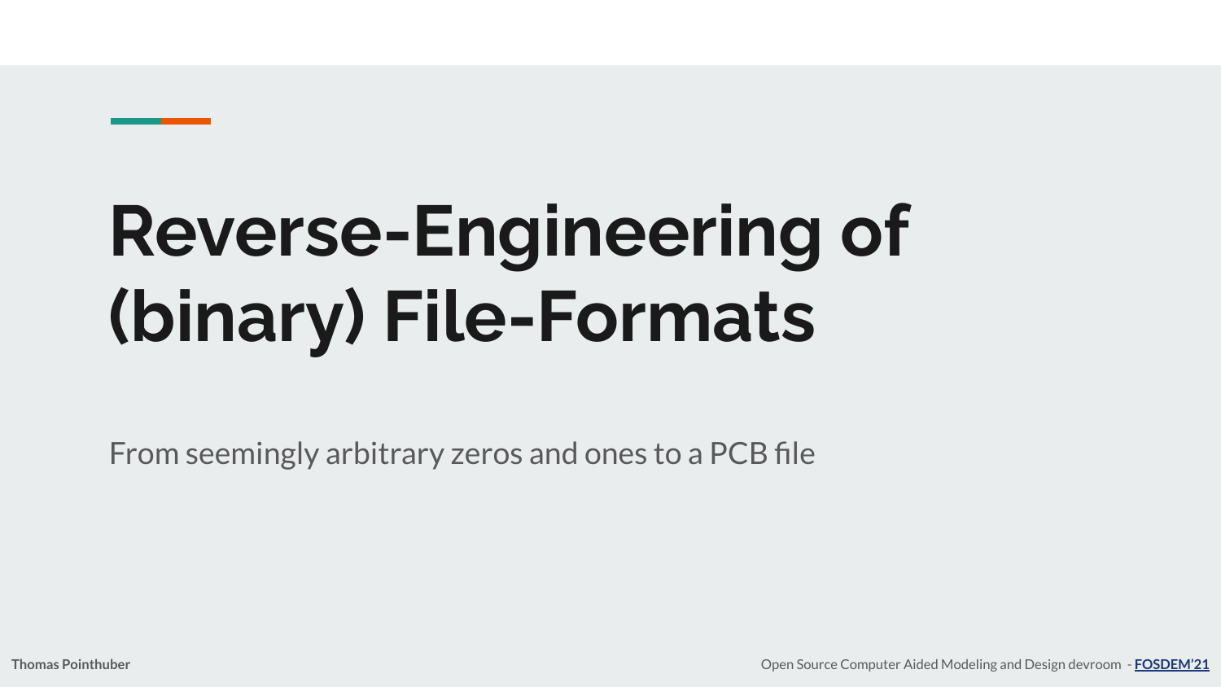# Reverse-Engineering of (binary) File-Formats

From seemingly arbitrary zeros and ones to a PCB file

**Thomas Pointhuber**

Open Source Computer Aided Modeling and Design devroom - **FOSDEM'21**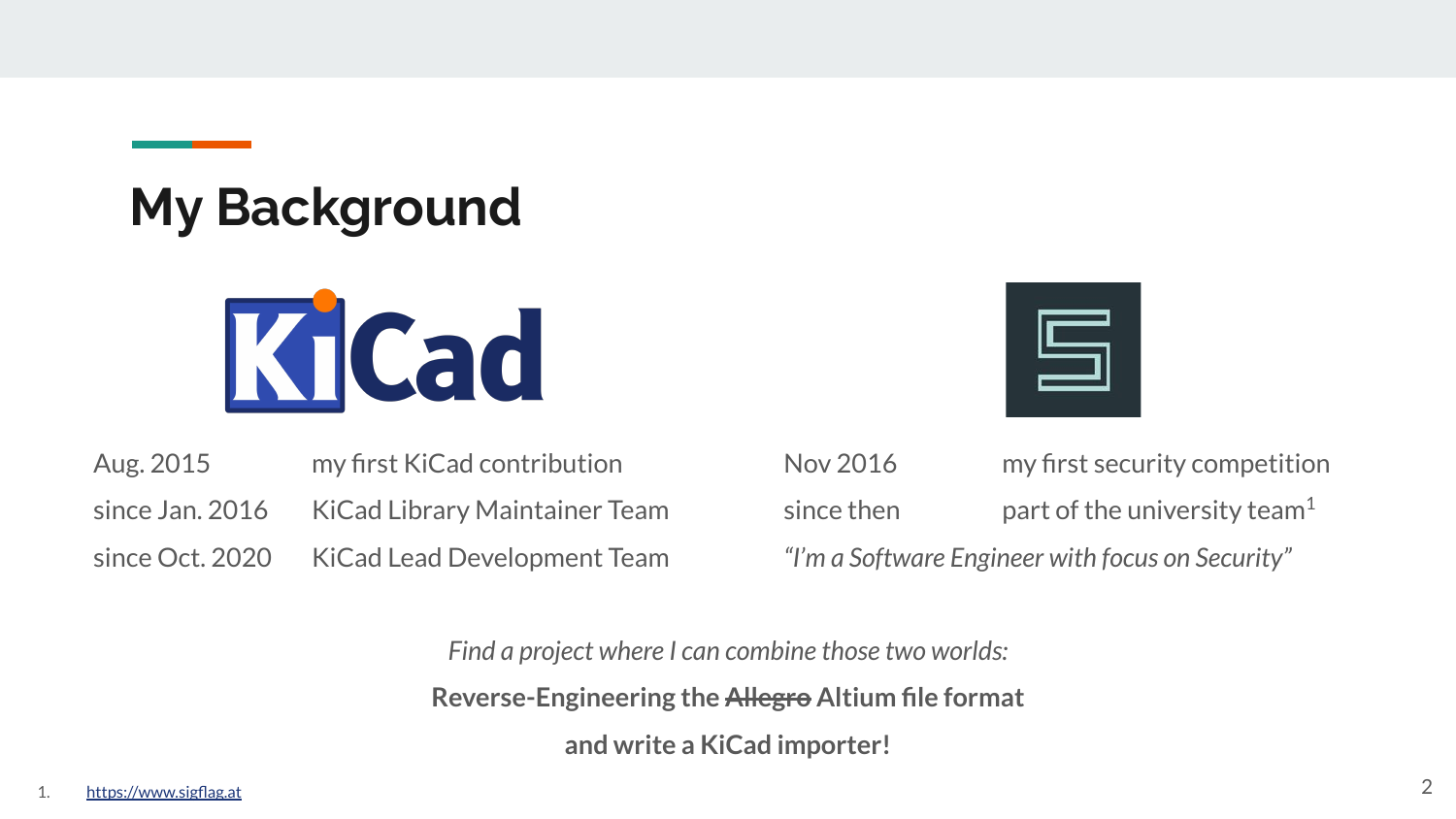## My Background

| | |
|---|---|
| Aug. 2015 | my first KiCad contribution |
| since Jan. 2016 | KiCad Library Maintainer Team |
| since Oct. 2020 | KiCad Lead Development Team |

| | |
|---|---|
| Nov 2016 | my first security competition |
| since then | part of the university team[1] |

*"I'm a Software Engineer with focus on Security"*

*Find a project where I can combine those two worlds:*

**Reverse-Engineering the ~~Allegro~~ Altium file format**

**and write a KiCad importer!**

1. https://www.sigflag.at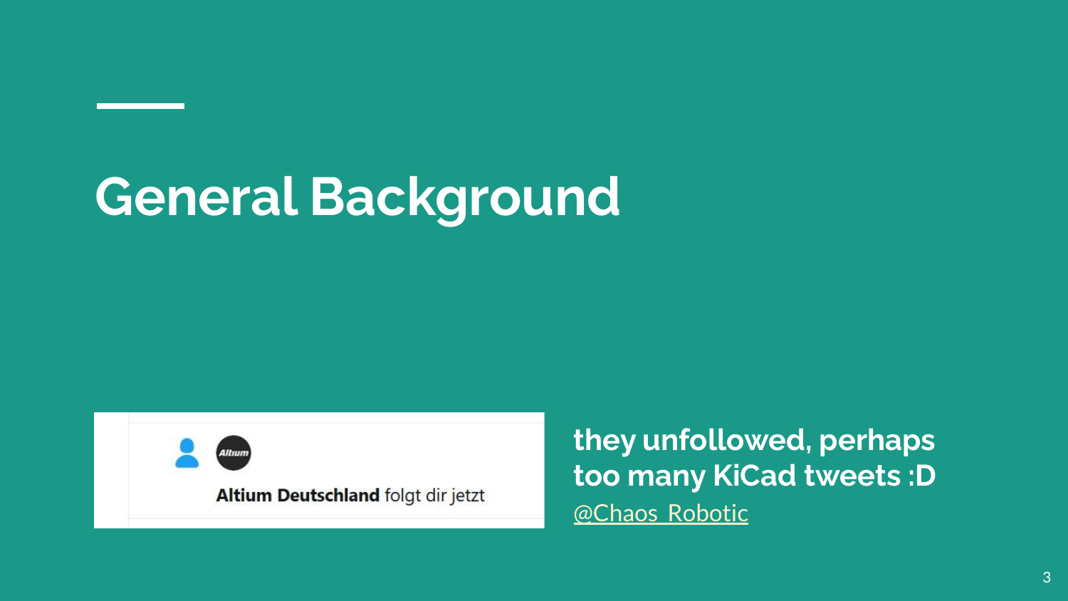# General Background

Altium Deutschland folgt dir jetzt

**they unfollowed, perhaps too many KiCad tweets :D**

@Chaos_Robotic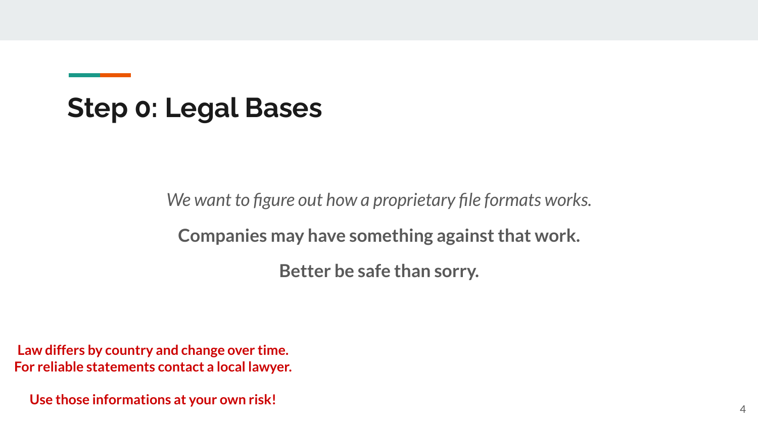# Step 0: Legal Bases

*We want to figure out how a proprietary file formats works.*

**Companies may have something against that work.**

**Better be safe than sorry.**

**Law differs by country and change over time.**
**For reliable statements contact a local lawyer.**

**Use those informations at your own risk!**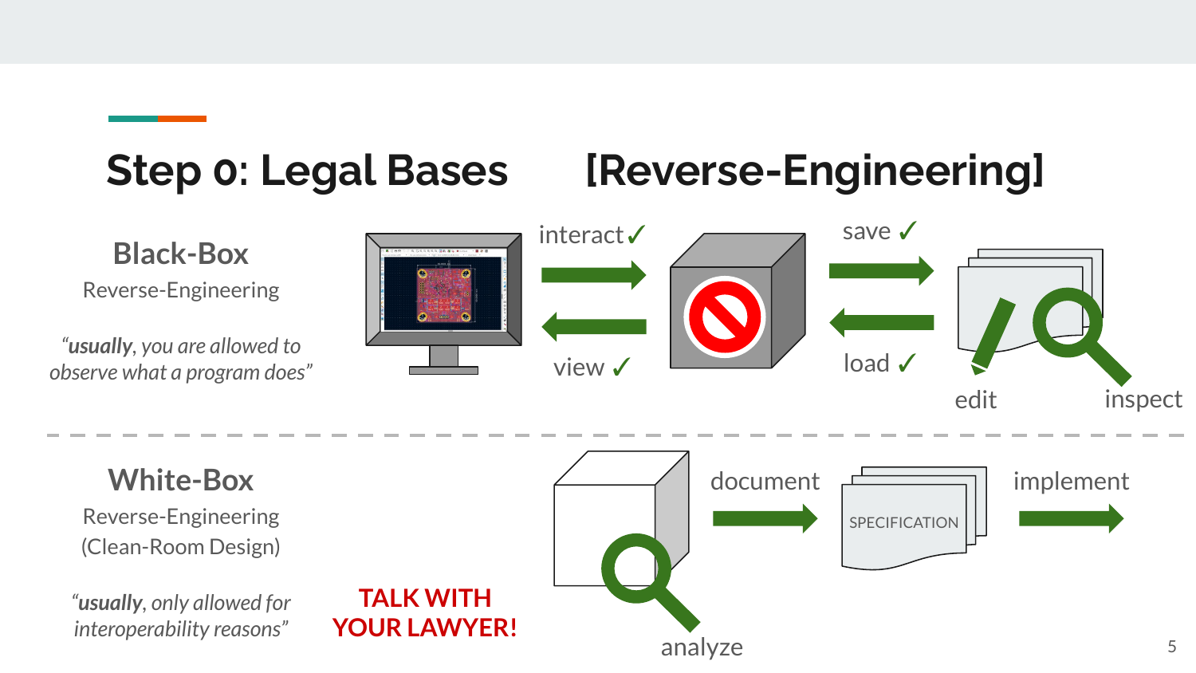# Step 0: Legal Bases [Reverse-Engineering]

### Black-Box

Reverse-Engineering

*"**usually**, you are allowed to observe what a program does"*

interact ✓

view ✓

save ✓

load ✓

edit

inspect

### White-Box

Reverse-Engineering (Clean-Room Design)

*"**usually**, only allowed for interoperability reasons"*

**TALK WITH YOUR LAWYER!**

analyze

document

SPECIFICATION

implement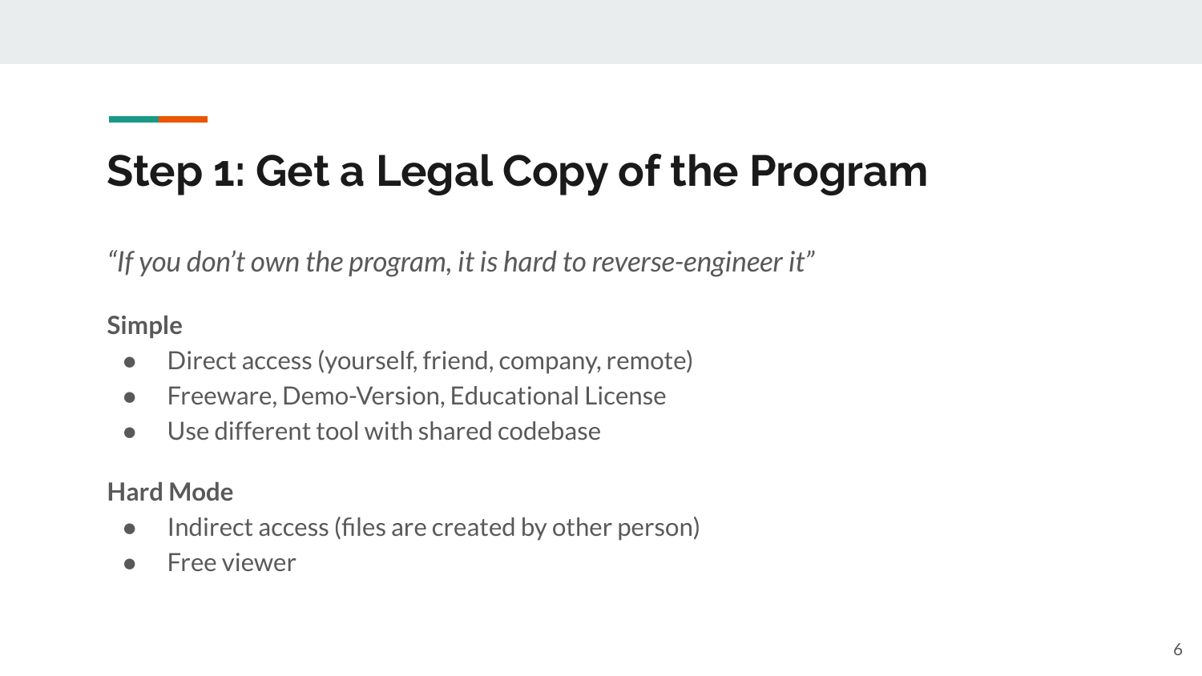# Step 1: Get a Legal Copy of the Program

*"If you don't own the program, it is hard to reverse-engineer it"*

**Simple**

- Direct access (yourself, friend, company, remote)
- Freeware, Demo-Version, Educational License
- Use different tool with shared codebase

**Hard Mode**

- Indirect access (files are created by other person)
- Free viewer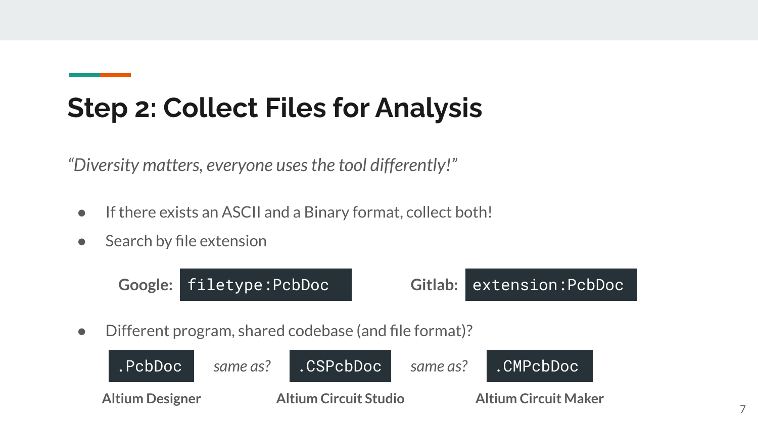# Step 2: Collect Files for Analysis

*"Diversity matters, everyone uses the tool differently!"*

- If there exists an ASCII and a Binary format, collect both!
- Search by file extension

**Google:** `filetype:PcbDoc` **Gitlab:** `extension:PcbDoc`

- Different program, shared codebase (and file format)?

`.PcbDoc` *same as?* `.CSPcbDoc` *same as?* `.CMPcbDoc`

**Altium Designer** **Altium Circuit Studio** **Altium Circuit Maker**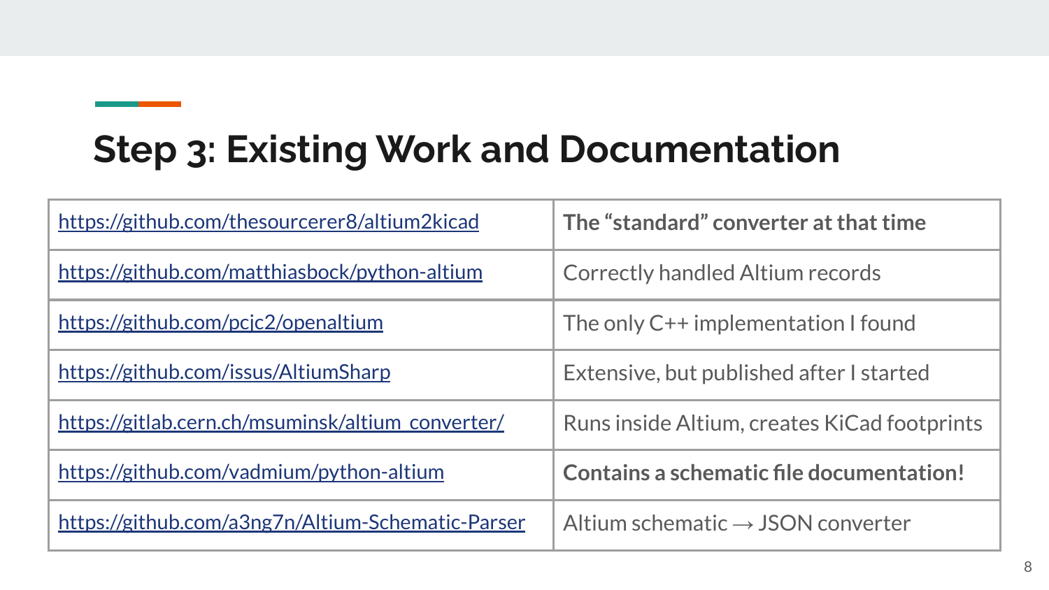## Step 3: Existing Work and Documentation

| | |
|---|---|
| https://github.com/thesourcerer8/altium2kicad | **The "standard" converter at that time** |
| https://github.com/matthiasbock/python-altium | Correctly handled Altium records |
| https://github.com/pcjc2/openaltium | The only C++ implementation I found |
| https://github.com/issus/AltiumSharp | Extensive, but published after I started |
| https://gitlab.cern.ch/msuminsk/altium_converter/ | Runs inside Altium, creates KiCad footprints |
| https://github.com/vadmium/python-altium | **Contains a schematic file documentation!** |
| https://github.com/a3ng7n/Altium-Schematic-Parser | Altium schematic → JSON converter |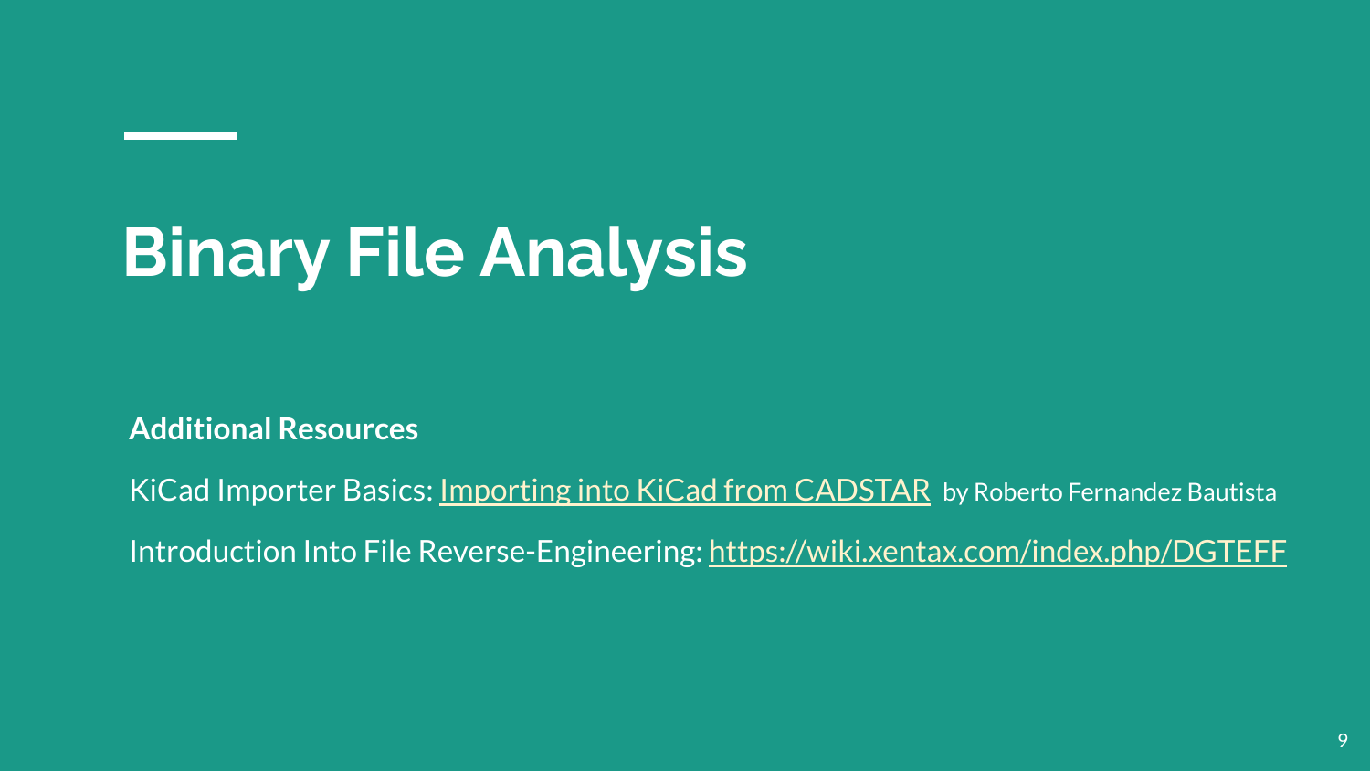# Binary File Analysis

**Additional Resources**

KiCad Importer Basics: Importing into KiCad from CADSTAR by Roberto Fernandez Bautista

Introduction Into File Reverse-Engineering: https://wiki.xentax.com/index.php/DGTEFF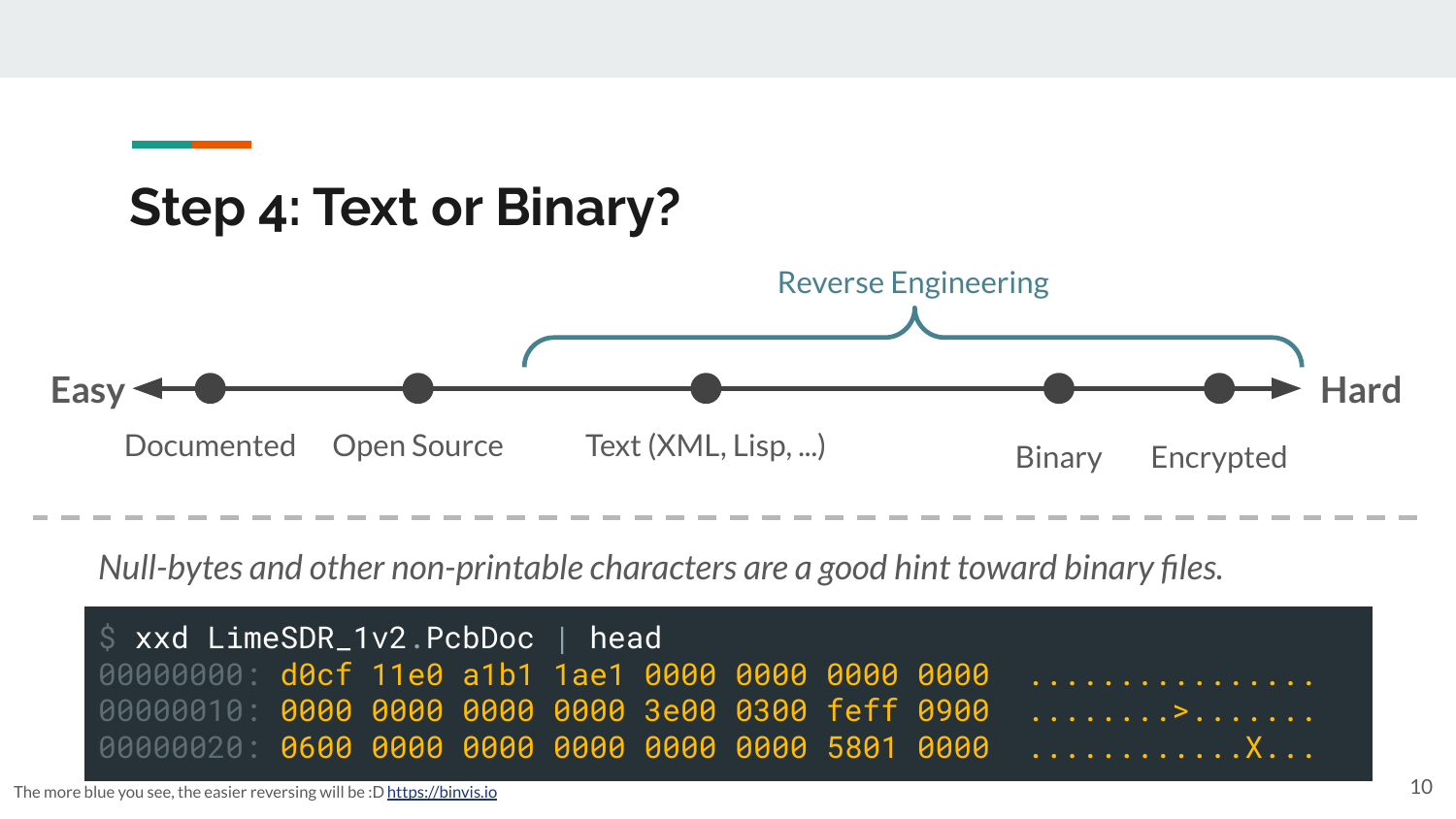## Step 4: Text or Binary?

Reverse Engineering

Easy ← Documented — Open Source — Text (XML, Lisp, ...) — Binary — Encrypted → Hard

*Null-bytes and other non-printable characters are a good hint toward binary files.*

```
$ xxd LimeSDR_1v2.PcbDoc | head
00000000: d0cf 11e0 a1b1 1ae1 0000 0000 0000 0000  ................
00000010: 0000 0000 0000 0000 3e00 0300 feff 0900  ........>.......
00000020: 0600 0000 0000 0000 0000 0000 5801 0000  ............X...
```

The more blue you see, the easier reversing will be :D https://binvis.io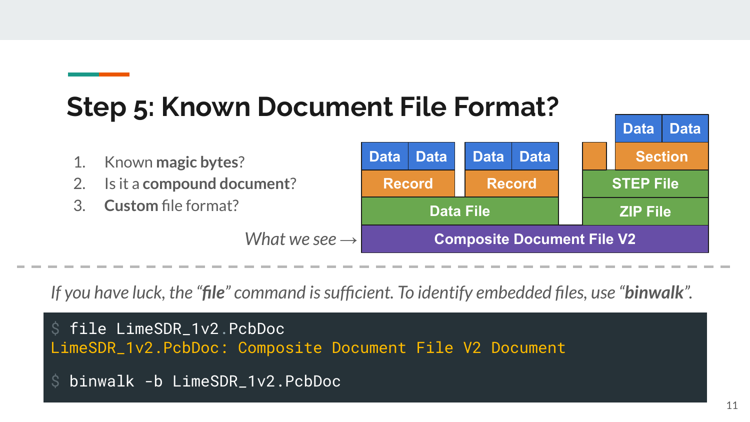# Step 5: Known Document File Format?

1. Known **magic bytes**?
2. Is it a **compound document**?
3. **Custom** file format?

| Data | Data | Data | Data | | Data | Data |
|---|---|---|---|---|---|---|
| Record | | Record | | | Section | |
| Data File | | | | | STEP File | |
| | | | | | ZIP File | |
| Composite Document File V2 | | | | | | |

*What we see →* Composite Document File V2

*If you have luck, the "**file**" command is sufficient. To identify embedded files, use "**binwalk**".*

```
$ file LimeSDR_1v2.PcbDoc
LimeSDR_1v2.PcbDoc: Composite Document File V2 Document

$ binwalk -b LimeSDR_1v2.PcbDoc
```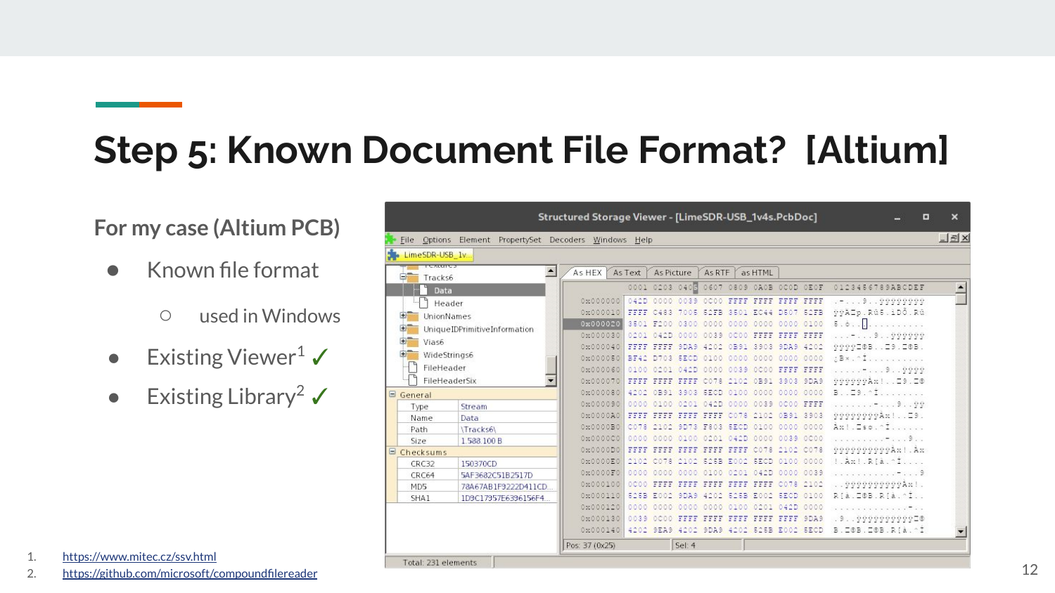# Step 5: Known Document File Format? [Altium]

**For my case (Altium PCB)**

- Known file format
  - used in Windows
- Existing Viewer[1] ✓
- Existing Library[2] ✓

1. https://www.mitec.cz/ssv.html
2. https://github.com/microsoft/compoundfilereader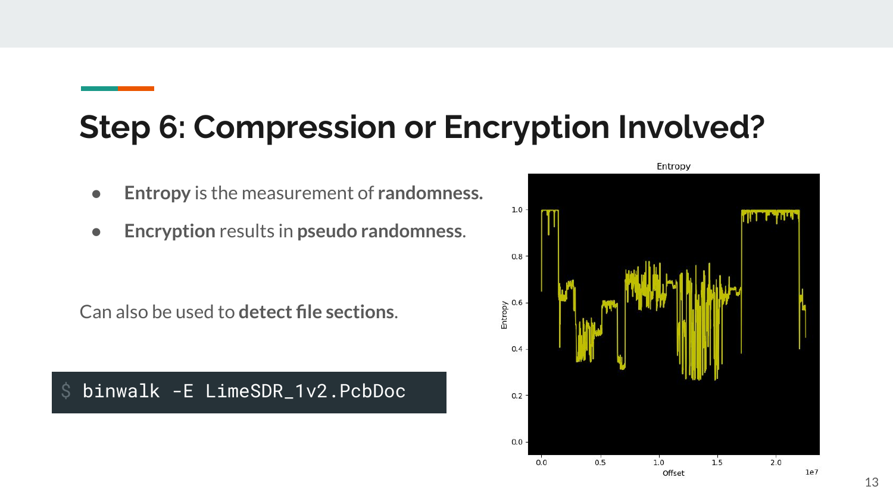# Step 6: Compression or Encryption Involved?

- **Entropy** is the measurement of **randomness.**
- **Encryption** results in **pseudo randomness**.

Can also be used to **detect file sections**.

```
$ binwalk -E LimeSDR_1v2.PcbDoc
```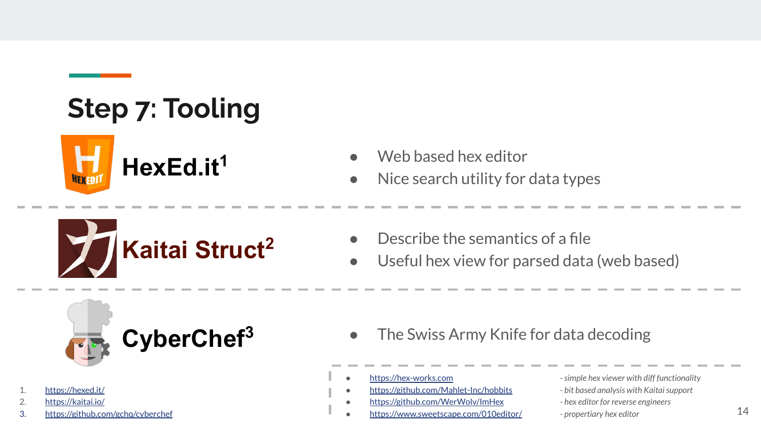# Step 7: Tooling

## HexEd.it[1]

- Web based hex editor
- Nice search utility for data types

## Kaitai Struct[2]

- Describe the semantics of a file
- Useful hex view for parsed data (web based)

## CyberChef[3]

- The Swiss Army Knife for data decoding

1. https://hexed.it/
2. https://kaitai.io/
3. https://github.com/gchq/cyberchef

- https://hex-works.com *- simple hex viewer with diff functionality*
- https://github.com/Mahlet-Inc/hobbits *- bit based analysis with Kaitai support*
- https://github.com/WerWolv/ImHex *- hex editor for reverse engineers*
- https://www.sweetscape.com/010editor/ *- propertiary hex editor*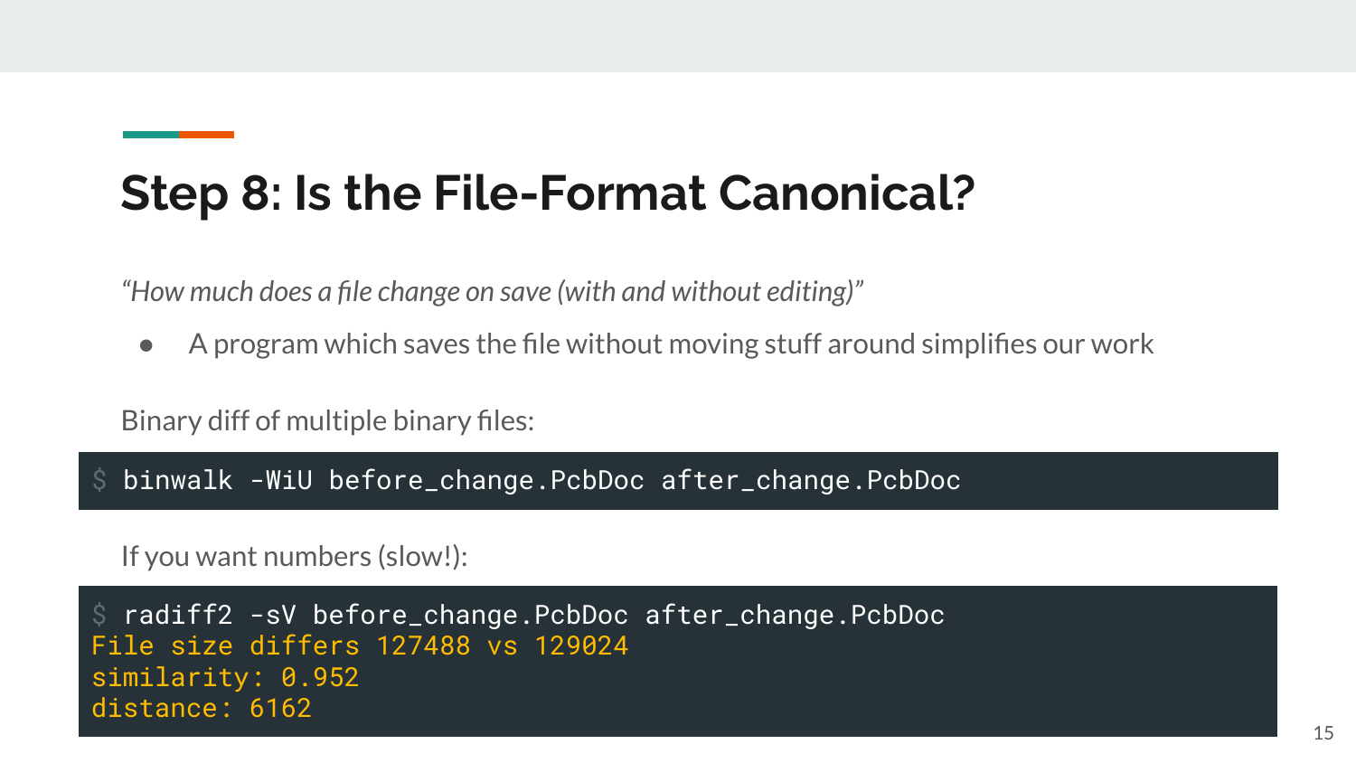# Step 8: Is the File-Format Canonical?

*"How much does a file change on save (with and without editing)"*

- A program which saves the file without moving stuff around simplifies our work

Binary diff of multiple binary files:

```
$ binwalk -WiU before_change.PcbDoc after_change.PcbDoc
```

If you want numbers (slow!):

```
$ radiff2 -sV before_change.PcbDoc after_change.PcbDoc
File size differs 127488 vs 129024
similarity: 0.952
distance: 6162
```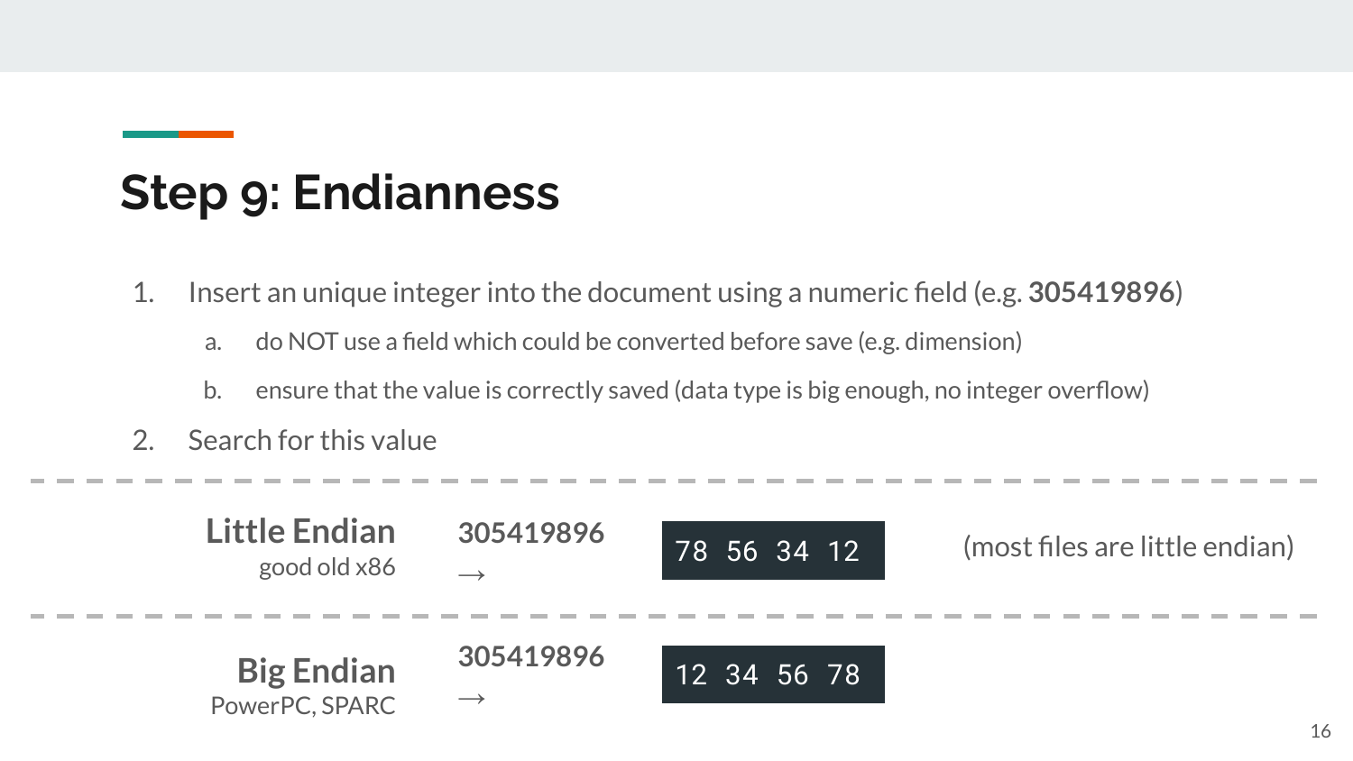## Step 9: Endianness

1. Insert an unique integer into the document using a numeric field (e.g. **305419896**)
   a. do NOT use a field which could be converted before save (e.g. dimension)
   b. ensure that the value is correctly saved (data type is big enough, no integer overflow)
2. Search for this value

---

**Little Endian**
good old x86

**305419896** →

```
78 56 34 12
```

(most files are little endian)

---

**Big Endian**
PowerPC, SPARC

**305419896** →

```
12 34 56 78
```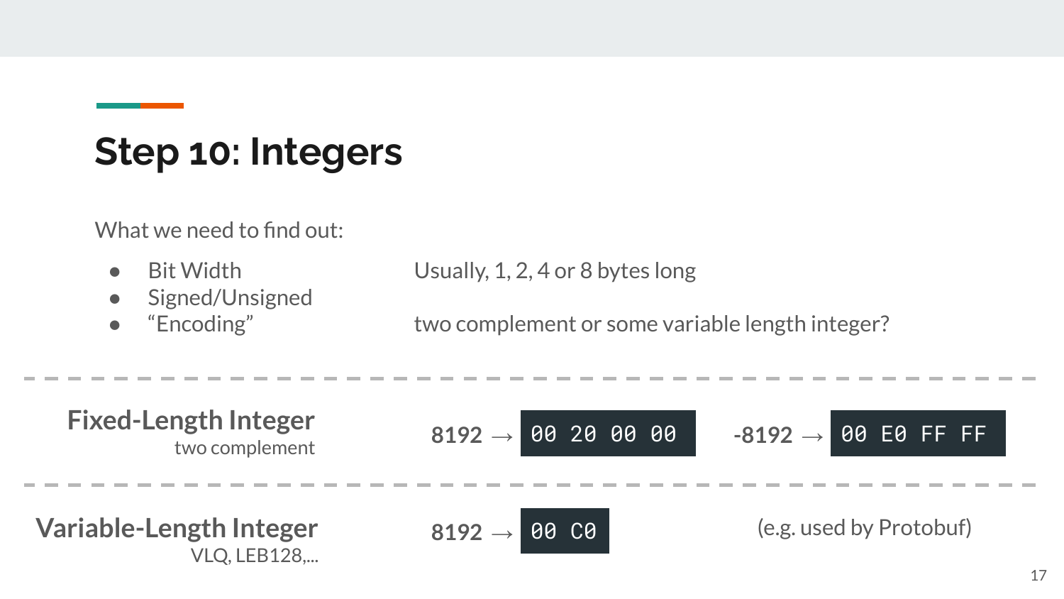# Step 10: Integers

What we need to find out:

| | |
|---|---|
| Bit Width | Usually, 1, 2, 4 or 8 bytes long |
| Signed/Unsigned | |
| “Encoding” | two complement or some variable length integer? |

---

**Fixed-Length Integer**
two complement

8192 → `00 20 00 00`

-8192 → `00 E0 FF FF`

---

**Variable-Length Integer**
VLQ, LEB128,...

8192 → `00 C0`

(e.g. used by Protobuf)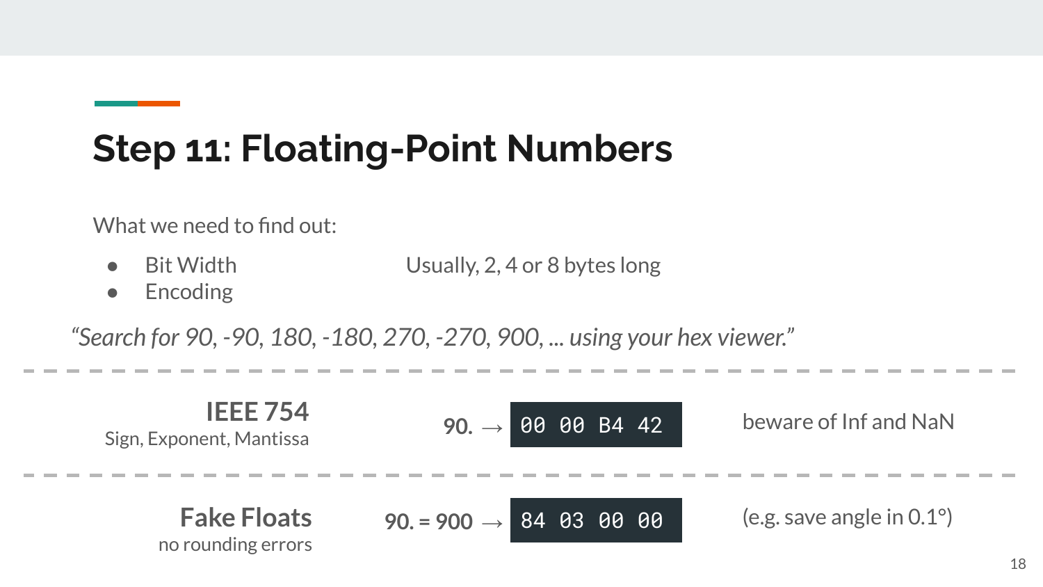# Step 11: Floating-Point Numbers

What we need to find out:

- Bit Width — Usually, 2, 4 or 8 bytes long
- Encoding

*"Search for 90, -90, 180, -180, 270, -270, 900, ... using your hex viewer."*

---

**IEEE 754**
Sign, Exponent, Mantissa

**90.** → `00 00 B4 42`

beware of Inf and NaN

---

**Fake Floats**
no rounding errors

**90. = 900** → `84 03 00 00`

(e.g. save angle in 0.1°)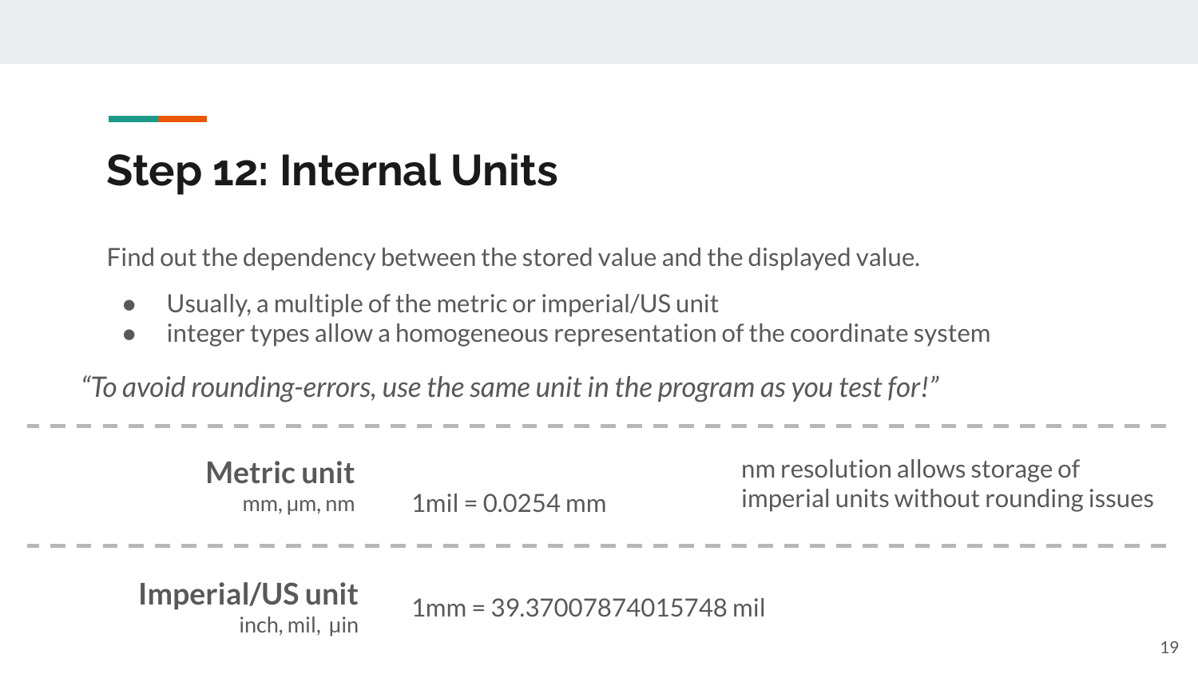# Step 12: Internal Units

Find out the dependency between the stored value and the displayed value.

- Usually, a multiple of the metric or imperial/US unit
- integer types allow a homogeneous representation of the coordinate system

*"To avoid rounding-errors, use the same unit in the program as you test for!"*

| Unit | Conversion | Note |
| --- | --- | --- |
| **Metric unit** mm, µm, nm | 1mil = 0.0254 mm | nm resolution allows storage of imperial units without rounding issues |
| **Imperial/US unit** inch, mil, µin | 1mm = 39.37007874015748 mil | |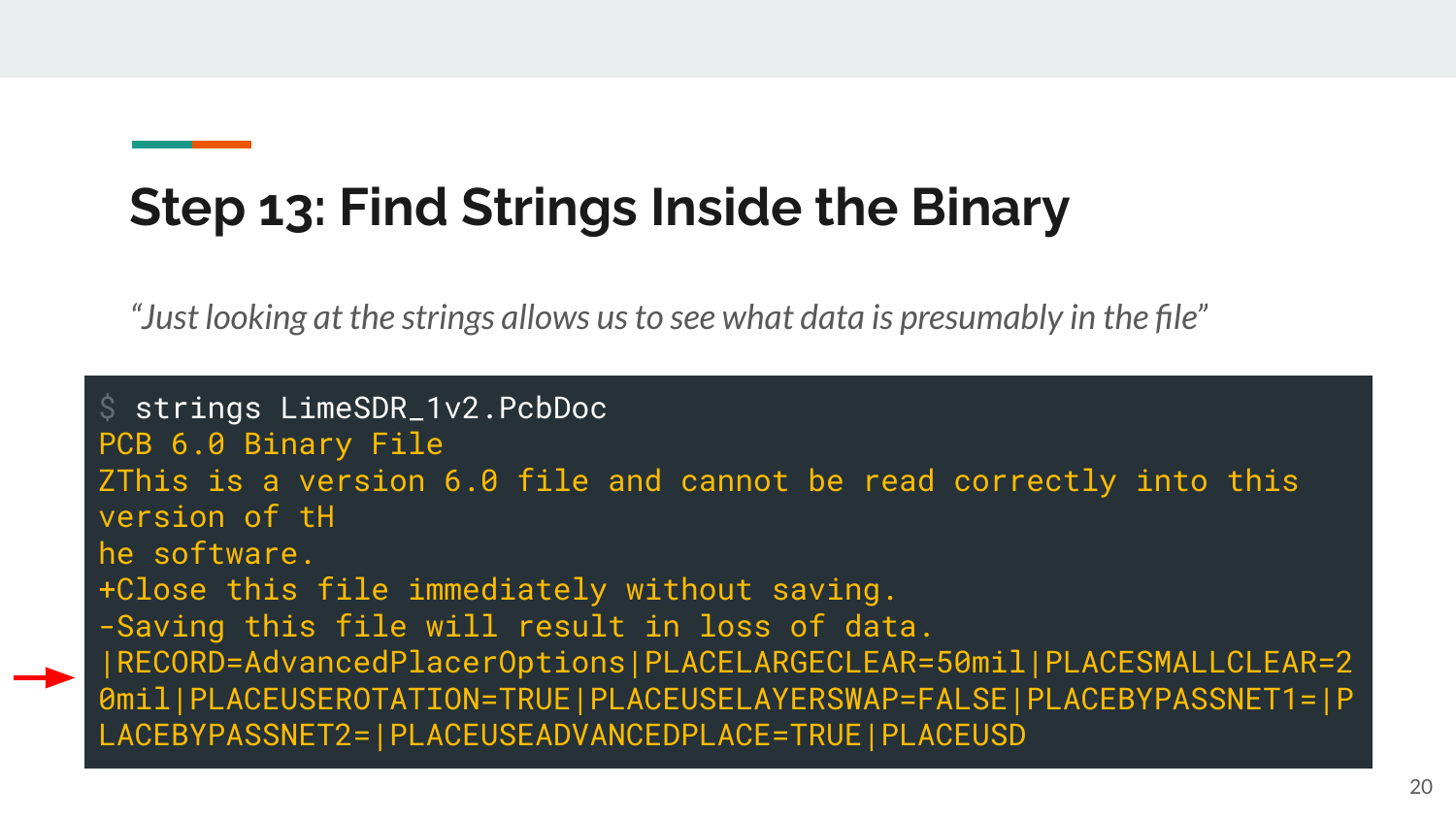## Step 13: Find Strings Inside the Binary

*"Just looking at the strings allows us to see what data is presumably in the file"*

```
$ strings LimeSDR_1v2.PcbDoc
PCB 6.0 Binary File
ZThis is a version 6.0 file and cannot be read correctly into this
version of tH
he software.
+Close this file immediately without saving.
-Saving this file will result in loss of data.
|RECORD=AdvancedPlacerOptions|PLACELARGECLEAR=50mil|PLACESMALLCLEAR=2
0mil|PLACEUSEROTATION=TRUE|PLACEUSELAYERSWAP=FALSE|PLACEBYPASSNET1=|P
LACEBYPASSNET2=|PLACEUSEADVANCEDPLACE=TRUE|PLACEUSD
```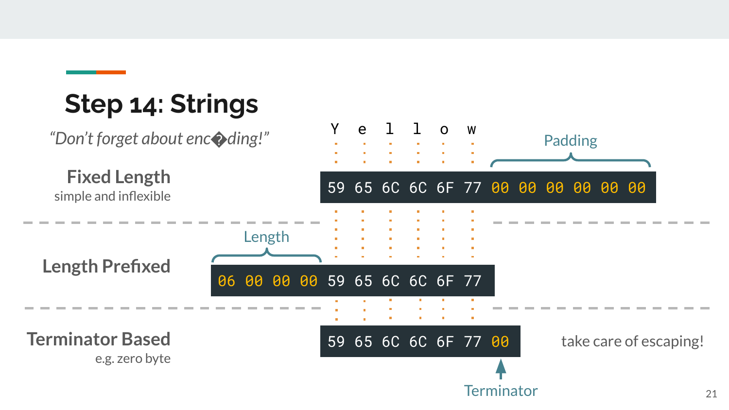# Step 14: Strings

*"Don't forget about enc�ding!"*

**Fixed Length**
simple and inflexible

Y e l l o w

Padding

```
59 65 6C 6C 6F 77 00 00 00 00 00 00
```

**Length Prefixed**

Length

```
06 00 00 00 59 65 6C 6C 6F 77
```

**Terminator Based**
e.g. zero byte

```
59 65 6C 6C 6F 77 00
```

Terminator

take care of escaping!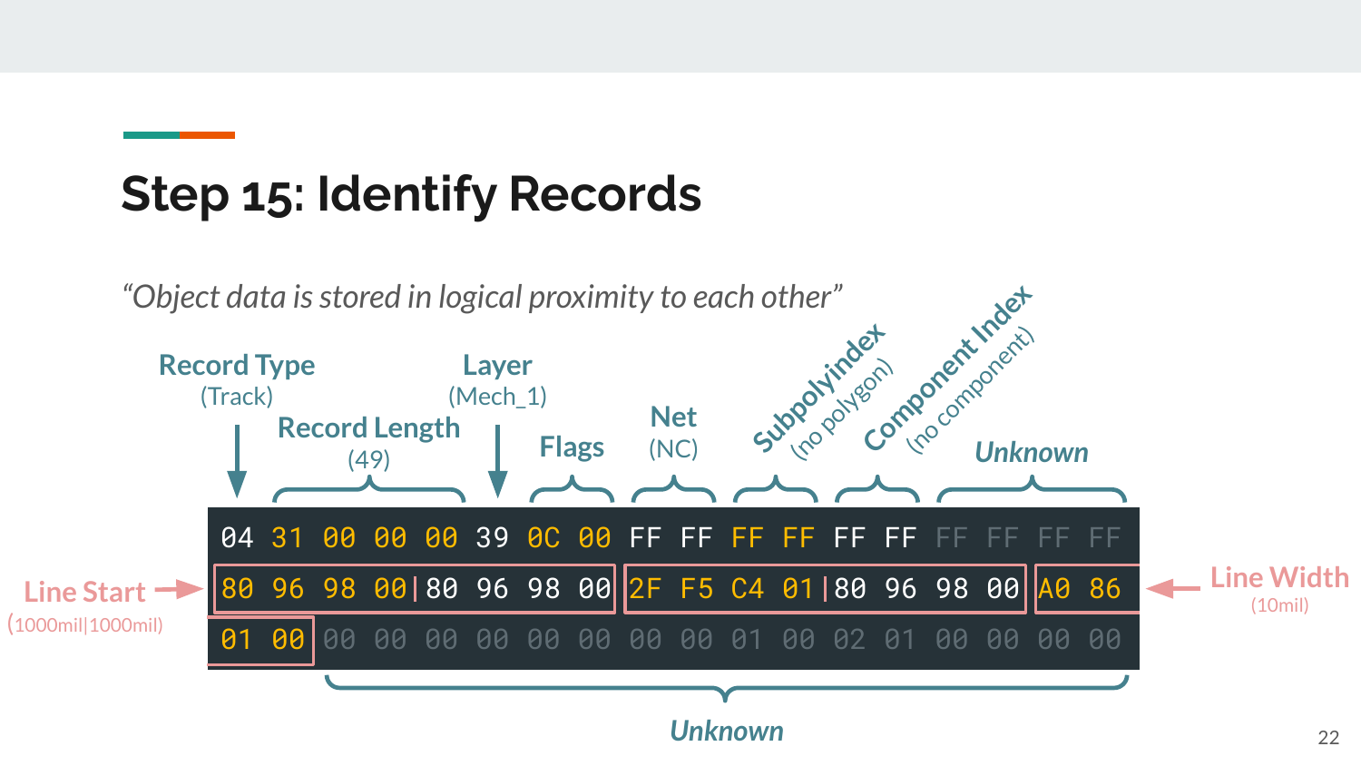# Step 15: Identify Records

*"Object data is stored in logical proximity to each other"*

```
04 31 00 00 00 39 0C 00 FF FF FF FF FF FF FF FF FF FF
80 96 98 00|80 96 98 00 2F F5 C4 01|80 96 98 00 A0 86
01 00 00 00 00 00 00 00 00 00 01 00 02 01 00 00 00 00
```

- **Record Type** (Track): 04
- **Record Length** (49): 31 00 00 00
- **Layer** (Mech_1): 39
- **Flags**: 0C 00
- **Net** (NC): FF FF
- **Subpolyindex** (no polygon): FF FF
- **Component Index** (no component): FF FF
- ***Unknown***: FF FF FF FF
- **Line Start** (1000mil|1000mil): 80 96 98 00|80 96 98 00
- 2F F5 C4 01|80 96 98 00
- **Line Width** (10mil): A0 86 01 00
- ***Unknown***: 00 00 00 00 00 00 00 00 01 00 02 01 00 00 00 00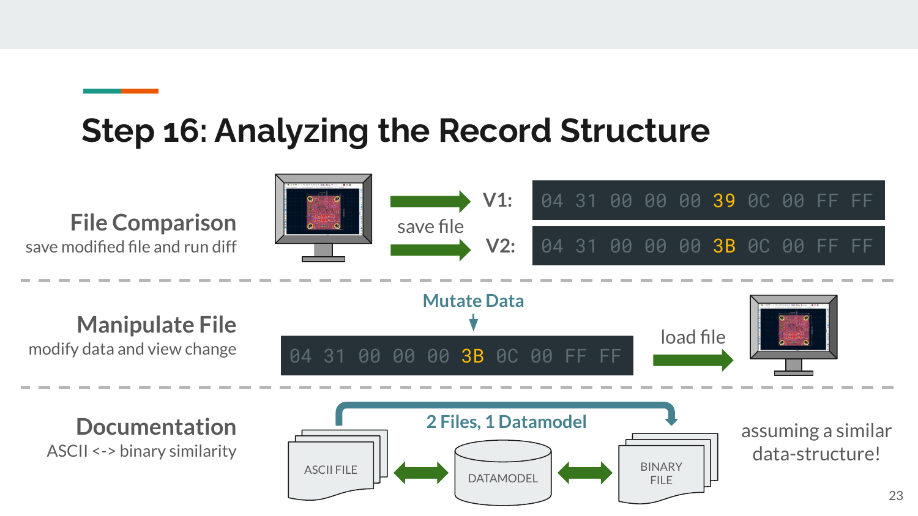# Step 16: Analyzing the Record Structure

## File Comparison

save modified file and run diff

save file

V1:
```
04 31 00 00 00 39 0C 00 FF FF
```

V2:
```
04 31 00 00 00 3B 0C 00 FF FF
```

## Manipulate File

modify data and view change

Mutate Data

```
04 31 00 00 00 3B 0C 00 FF FF
```

load file

## Documentation

ASCII <-> binary similarity

2 Files, 1 Datamodel

ASCII FILE ⟷ DATAMODEL ⟷ BINARY FILE

assuming a similar data-structure!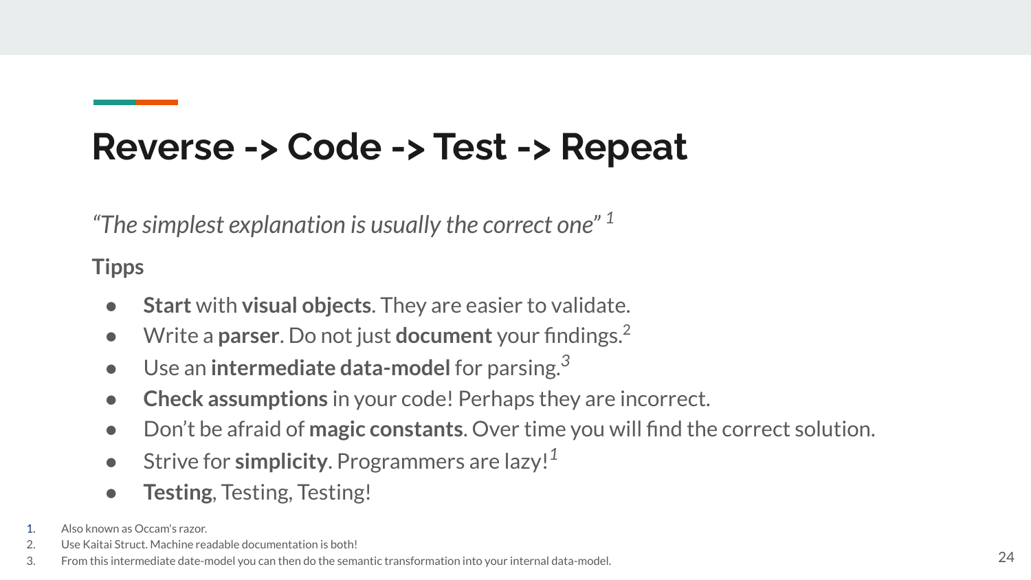# Reverse -> Code -> Test -> Repeat

*"The simplest explanation is usually the correct one"* [1]

**Tipps**

- **Start** with **visual objects**. They are easier to validate.
- Write a **parser**. Do not just **document** your findings.[2]
- Use an **intermediate data-model** for parsing.[3]
- **Check assumptions** in your code! Perhaps they are incorrect.
- Don't be afraid of **magic constants**. Over time you will find the correct solution.
- Strive for **simplicity**. Programmers are lazy![1]
- **Testing**, Testing, Testing!

1. Also known as Occam's razor.
2. Use Kaitai Struct. Machine readable documentation is both!
3. From this intermediate date-model you can then do the semantic transformation into your internal data-model.